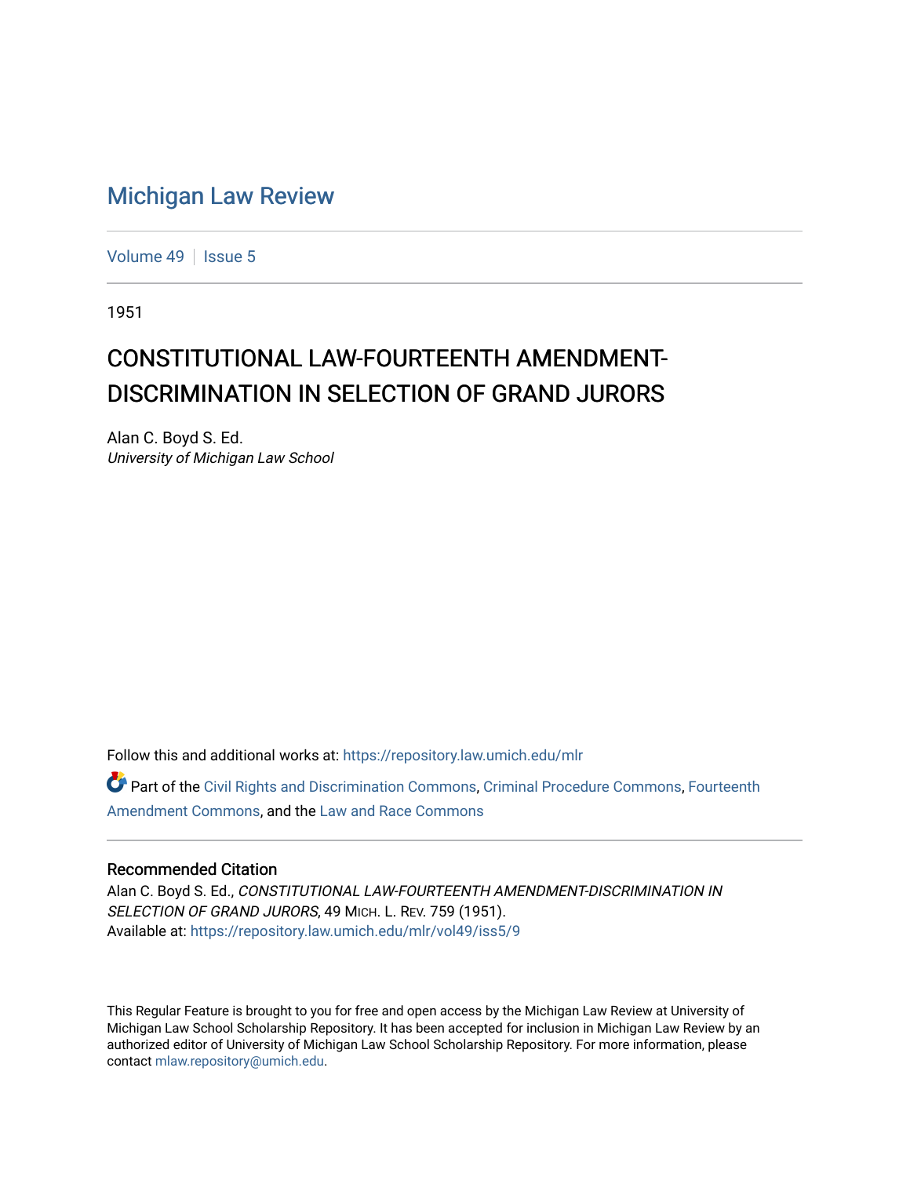# Michigan Law Review

Volume 49 | Issue 5

1951

## CONSTITUTIONAL LAW-FOURTEENTH AMENDMENT-DISCRIMINATION IN SELECTION OF GRAND JURORS

Alan C. Boyd S. Ed.
*University of Michigan Law School*

Follow this and additional works at: https://repository.law.umich.edu/mlr

Part of the Civil Rights and Discrimination Commons, Criminal Procedure Commons, Fourteenth Amendment Commons, and the Law and Race Commons

### Recommended Citation

Alan C. Boyd S. Ed., *CONSTITUTIONAL LAW-FOURTEENTH AMENDMENT-DISCRIMINATION IN SELECTION OF GRAND JURORS*, 49 MICH. L. REV. 759 (1951).
Available at: https://repository.law.umich.edu/mlr/vol49/iss5/9

This Regular Feature is brought to you for free and open access by the Michigan Law Review at University of Michigan Law School Scholarship Repository. It has been accepted for inclusion in Michigan Law Review by an authorized editor of University of Michigan Law School Scholarship Repository. For more information, please contact mlaw.repository@umich.edu.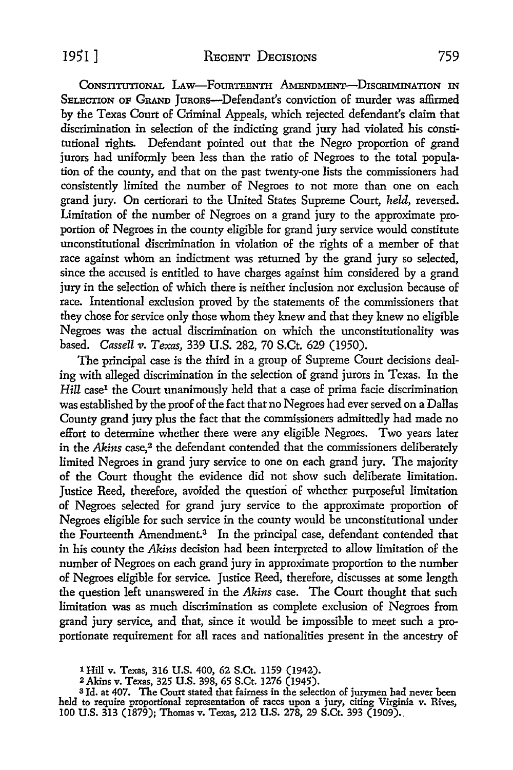CONSTITUTIONAL LAW—FOURTEENTH AMENDMENT—DISCRIMINATION IN SELECTION OF GRAND JURORS—Defendant's conviction of murder was affirmed by the Texas Court of Criminal Appeals, which rejected defendant's claim that discrimination in selection of the indicting grand jury had violated his constitutional rights. Defendant pointed out that the Negro proportion of grand jurors had uniformly been less than the ratio of Negroes to the total population of the county, and that on the past twenty-one lists the commissioners had consistently limited the number of Negroes to not more than one on each grand jury. On certiorari to the United States Supreme Court, *held,* reversed. Limitation of the number of Negroes on a grand jury to the approximate proportion of Negroes in the county eligible for grand jury service would constitute unconstitutional discrimination in violation of the rights of a member of that race against whom an indictment was returned by the grand jury so selected, since the accused is entitled to have charges against him considered by a grand jury in the selection of which there is neither inclusion nor exclusion because of race. Intentional exclusion proved by the statements of the commissioners that they chose for service only those whom they knew and that they knew no eligible Negroes was the actual discrimination on which the unconstitutionality was based. *Cassell v. Texas,* 339 U.S. 282, 70 S.Ct. 629 (1950).

The principal case is the third in a group of Supreme Court decisions dealing with alleged discrimination in the selection of grand jurors in Texas. In the *Hill* case[1] the Court unanimously held that a case of prima facie discrimination was established by the proof of the fact that no Negroes had ever served on a Dallas County grand jury plus the fact that the commissioners admittedly had made no effort to determine whether there were any eligible Negroes. Two years later in the *Akins* case,[2] the defendant contended that the commissioners deliberately limited Negroes in grand jury service to one on each grand jury. The majority of the Court thought the evidence did not show such deliberate limitation. Justice Reed, therefore, avoided the question of whether purposeful limitation of Negroes selected for grand jury service to the approximate proportion of Negroes eligible for such service in the county would be unconstitutional under the Fourteenth Amendment.[3] In the principal case, defendant contended that in his county the *Akins* decision had been interpreted to allow limitation of the number of Negroes on each grand jury in approximate proportion to the number of Negroes eligible for service. Justice Reed, therefore, discusses at some length the question left unanswered in the *Akins* case. The Court thought that such limitation was as much discrimination as complete exclusion of Negroes from grand jury service, and that, since it would be impossible to meet such a proportionate requirement for all races and nationalities present in the ancestry of

[1] Hill v. Texas, 316 U.S. 400, 62 S.Ct. 1159 (1942).

[2] Akins v. Texas, 325 U.S. 398, 65 S.Ct. 1276 (1945).

[3] Id. at 407. The Court stated that fairness in the selection of jurymen had never been held to require proportional representation of races upon a jury, citing Virginia v. Rives, 100 U.S. 313 (1879); Thomas v. Texas, 212 U.S. 278, 29 S.Ct. 393 (1909).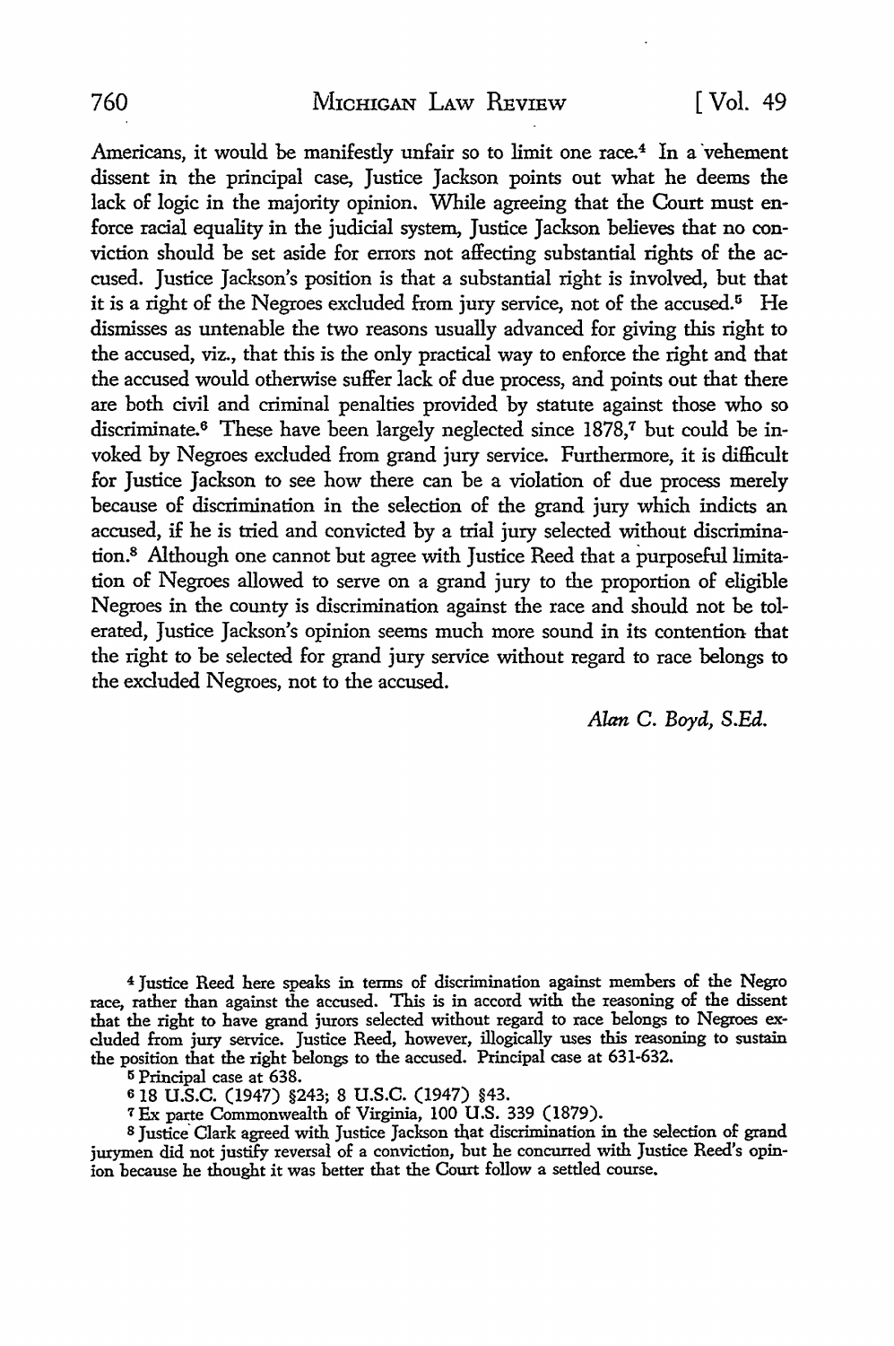Americans, it would be manifestly unfair so to limit one race.[4] In a vehement dissent in the principal case, Justice Jackson points out what he deems the lack of logic in the majority opinion. While agreeing that the Court must enforce racial equality in the judicial system, Justice Jackson believes that no conviction should be set aside for errors not affecting substantial rights of the accused. Justice Jackson's position is that a substantial right is involved, but that it is a right of the Negroes excluded from jury service, not of the accused.[5] He dismisses as untenable the two reasons usually advanced for giving this right to the accused, viz., that this is the only practical way to enforce the right and that the accused would otherwise suffer lack of due process, and points out that there are both civil and criminal penalties provided by statute against those who so discriminate.[6] These have been largely neglected since 1878,[7] but could be invoked by Negroes excluded from grand jury service. Furthermore, it is difficult for Justice Jackson to see how there can be a violation of due process merely because of discrimination in the selection of the grand jury which indicts an accused, if he is tried and convicted by a trial jury selected without discrimination.[8] Although one cannot but agree with Justice Reed that a purposeful limitation of Negroes allowed to serve on a grand jury to the proportion of eligible Negroes in the county is discrimination against the race and should not be tolerated, Justice Jackson's opinion seems much more sound in its contention that the right to be selected for grand jury service without regard to race belongs to the excluded Negroes, not to the accused.

*Alan C. Boyd, S.Ed.*

---

[4] Justice Reed here speaks in terms of discrimination against members of the Negro race, rather than against the accused. This is in accord with the reasoning of the dissent that the right to have grand jurors selected without regard to race belongs to Negroes excluded from jury service. Justice Reed, however, illogically uses this reasoning to sustain the position that the right belongs to the accused. Principal case at 631-632.

[5] Principal case at 638.

[6] 18 U.S.C. (1947) §243; 8 U.S.C. (1947) §43.

[7] Ex parte Commonwealth of Virginia, 100 U.S. 339 (1879).

[8] Justice Clark agreed with Justice Jackson that discrimination in the selection of grand jurymen did not justify reversal of a conviction, but he concurred with Justice Reed's opinion because he thought it was better that the Court follow a settled course.